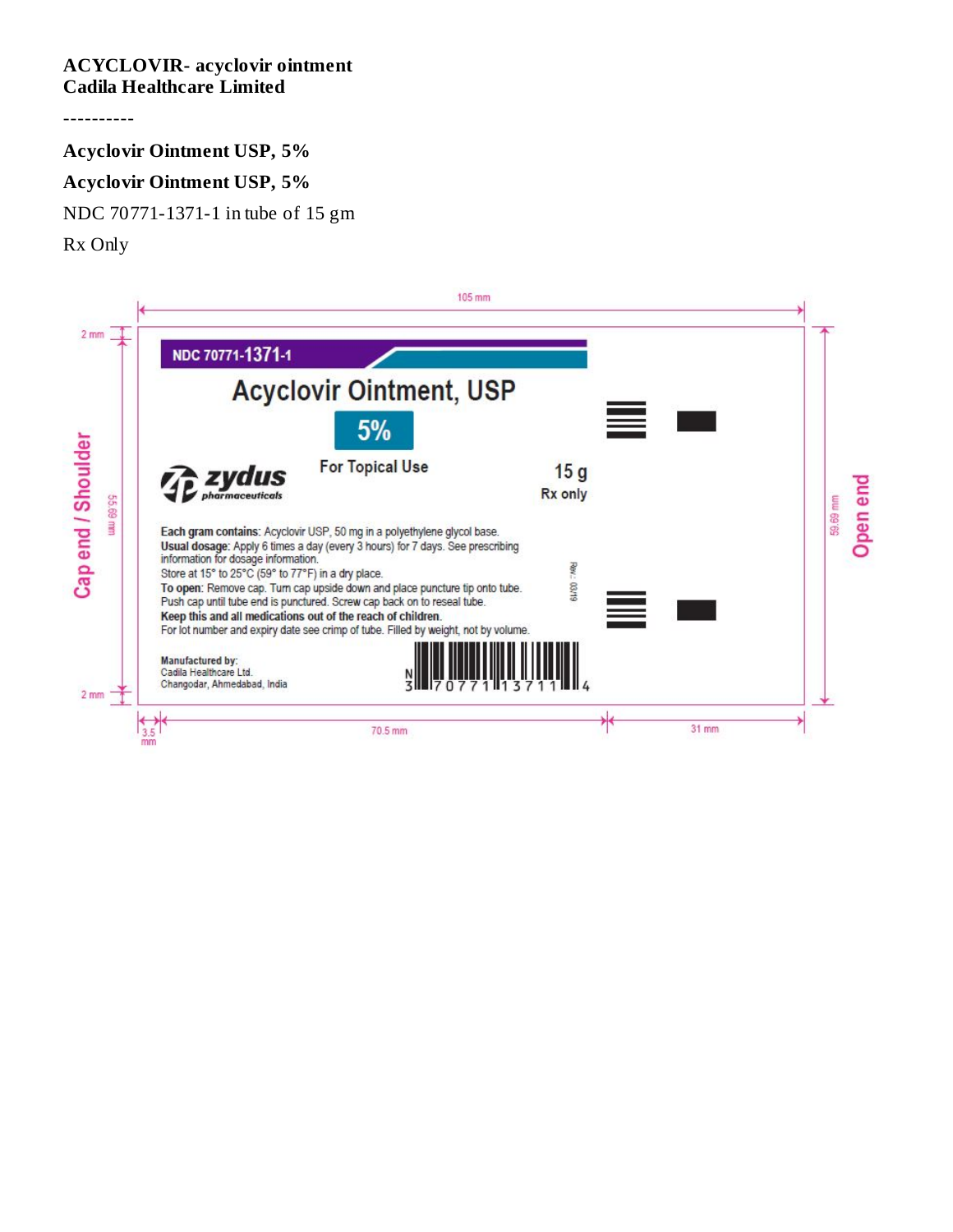**ACYCLOVIR- acyclovir ointment**
**Cadila Healthcare Limited**

----------

**Acyclovir Ointment USP, 5%**

**Acyclovir Ointment USP, 5%**

NDC 70771-1371-1 in tube of 15 gm

Rx Only

105 mm

2 mm

Cap end / Shoulder

55.69 mm

NDC 70771-1371-1

Acyclovir Ointment, USP

5%

zydus pharmaceuticals

For Topical Use

15 g

Rx only

**Each gram contains:** Acyclovir USP, 50 mg in a polyethylene glycol base.
**Usual dosage:** Apply 6 times a day (every 3 hours) for 7 days. See prescribing information for dosage information.
Store at 15° to 25°C (59° to 77°F) in a dry place.
**To open:** Remove cap. Turn cap upside down and place puncture tip onto tube. Push cap until tube end is punctured. Screw cap back on to reseal tube.
**Keep this and all medications out of the reach of children.**
For lot number and expiry date see crimp of tube. Filled by weight, not by volume.

Rev.: 03/19

**Manufactured by:**
Cadila Healthcare Ltd.
Changodar, Ahmedabad, India

N 3 70771 13711 4

2 mm

59.69 mm

Open end

3.5 mm

70.5 mm

31 mm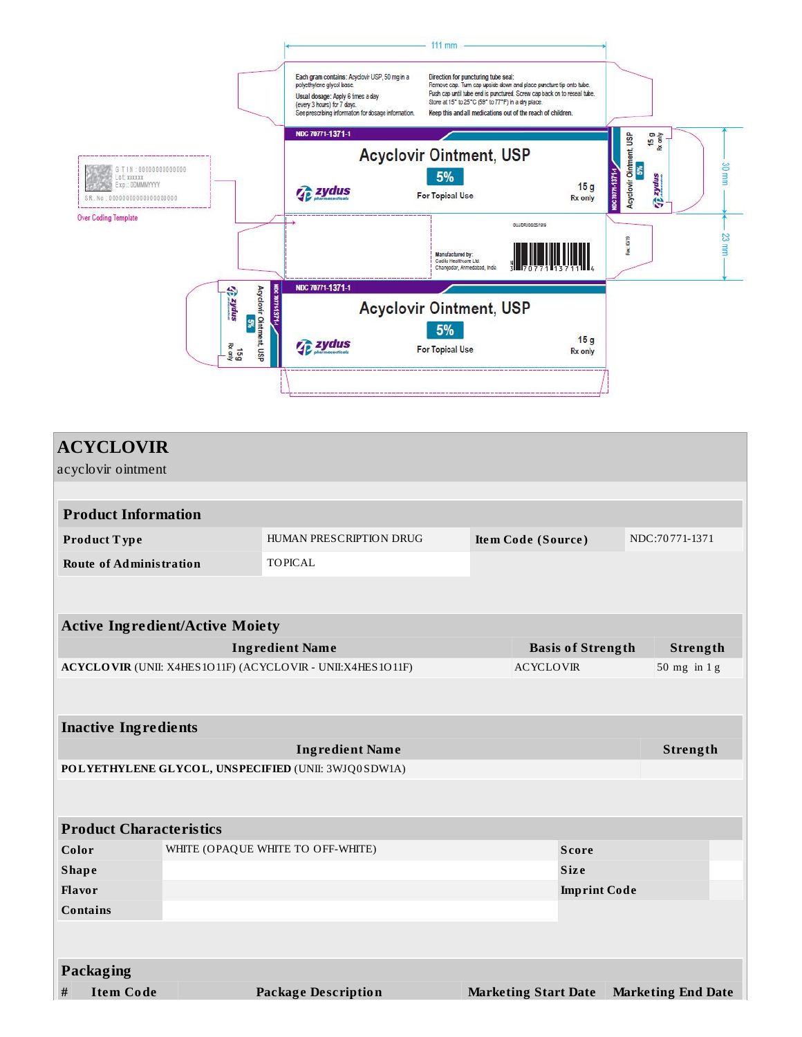111 mm

Each gram contains: Acyclovir USP, 50 mg in a polyethylene glycol base.

Usual dosage: Apply 6 times a day (every 3 hours) for 7 days.
See prescribing information for dosage information.

Direction for puncturing tube seal:
Remove cap. Turn cap upside down and place puncture tip onto tube.
Push cap until tube end is punctured. Screw cap back on to reseal tube.
Store at 15° to 25°C (59° to 77°F) in a dry place.
Keep this and all medications out of the reach of children.

NDC 70771-1371-1

**Acyclovir Ointment, USP**

**5%**

For Topical Use

15 g
Rx only

zydus pharmaceuticals

GTIN : 00000000000000
Lot: xxxxxx
Exp.: DDMMMYYYY
SR. No : 00000000000000000000

Over Coding Template

30 mm

23 mm

Manufactured by:
Cadila Healthcare Ltd.
Changodar, Ahmedabad, India

GUJ/DRUGS/25/1419

Rev. 03/19

N 3 70771 13711 4

# ACYCLOVIR

acyclovir ointment

| Product Information | | | |
|---|---|---|---|
| **Product Type** | HUMAN PRESCRIPTION DRUG | **Item Code (Source)** | NDC:70771-1371 |
| **Route of Administration** | TOPICAL | | |

| Active Ingredient/Active Moiety | | |
|---|---|---|
| **Ingredient Name** | **Basis of Strength** | **Strength** |
| **ACYCLOVIR** (UNII: X4HES1O11F) (ACYCLOVIR - UNII:X4HES1O11F) | ACYCLOVIR | 50 mg in 1 g |

| Inactive Ingredients | |
|---|---|
| **Ingredient Name** | **Strength** |
| **POLYETHYLENE GLYCOL, UNSPECIFIED** (UNII: 3WJQ0SDW1A) | |

| Product Characteristics | | | |
|---|---|---|---|
| **Color** | WHITE (OPAQUE WHITE TO OFF-WHITE) | **Score** | |
| **Shape** | | **Size** | |
| **Flavor** | | **Imprint Code** | |
| **Contains** | | | |

| Packaging | | | | |
|---|---|---|---|---|
| **#** | **Item Code** | **Package Description** | **Marketing Start Date** | **Marketing End Date** |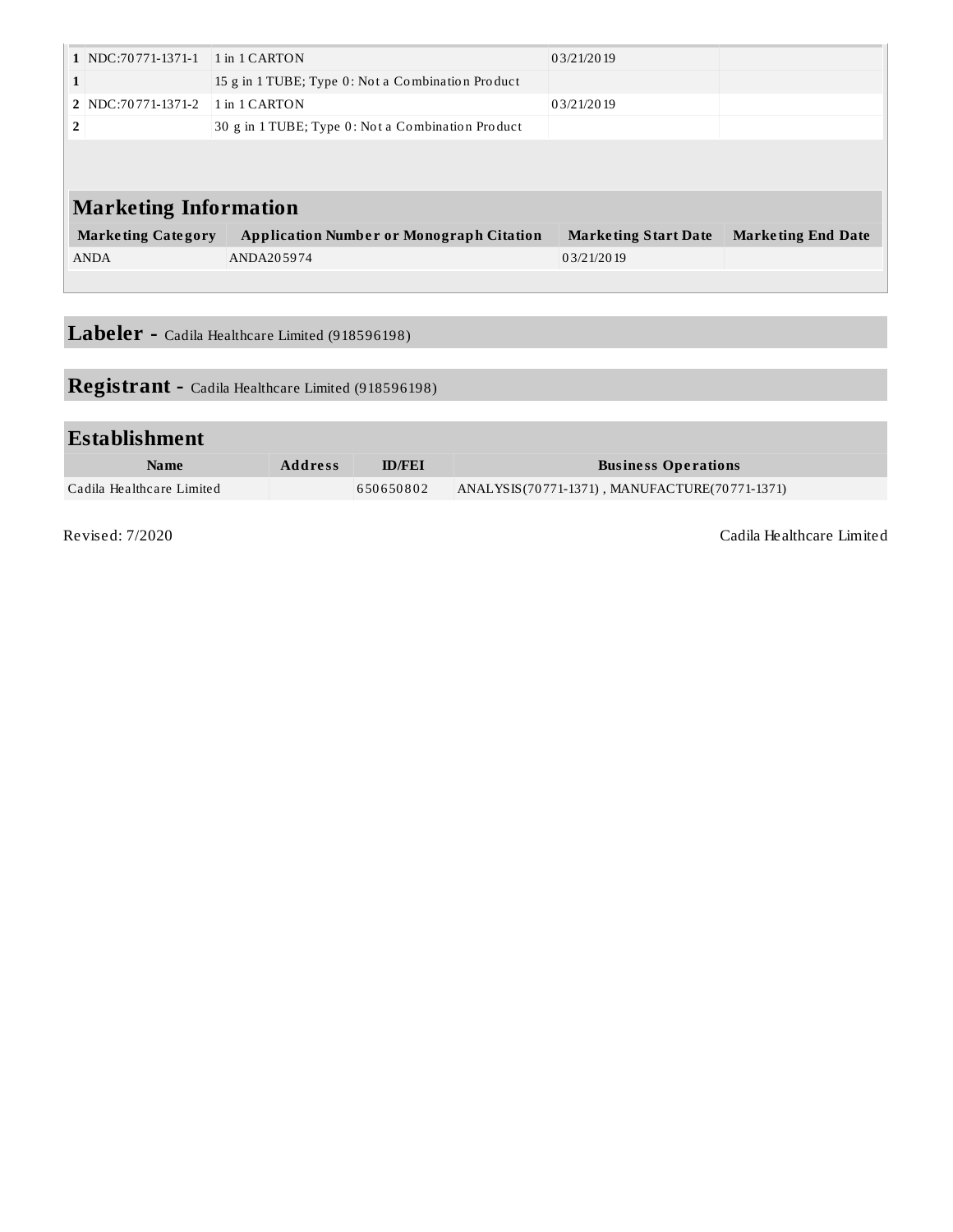| | | | | |
|---|---|---|---|---|
| 1 | NDC:70771-1371-1 | 1 in 1 CARTON | 03/21/2019 | |
| 1 | | 15 g in 1 TUBE; Type 0: Not a Combination Product | | |
| 2 | NDC:70771-1371-2 | 1 in 1 CARTON | 03/21/2019 | |
| 2 | | 30 g in 1 TUBE; Type 0: Not a Combination Product | | |

## Marketing Information

| Marketing Category | Application Number or Monograph Citation | Marketing Start Date | Marketing End Date |
|---|---|---|---|
| ANDA | ANDA205974 | 03/21/2019 | |

## Labeler - Cadila Healthcare Limited (918596198)

## Registrant - Cadila Healthcare Limited (918596198)

## Establishment

| Name | Address | ID/FEI | Business Operations |
|---|---|---|---|
| Cadila Healthcare Limited | | 650650802 | ANALYSIS(70771-1371) , MANUFACTURE(70771-1371) |

Revised: 7/2020

Cadila Healthcare Limited